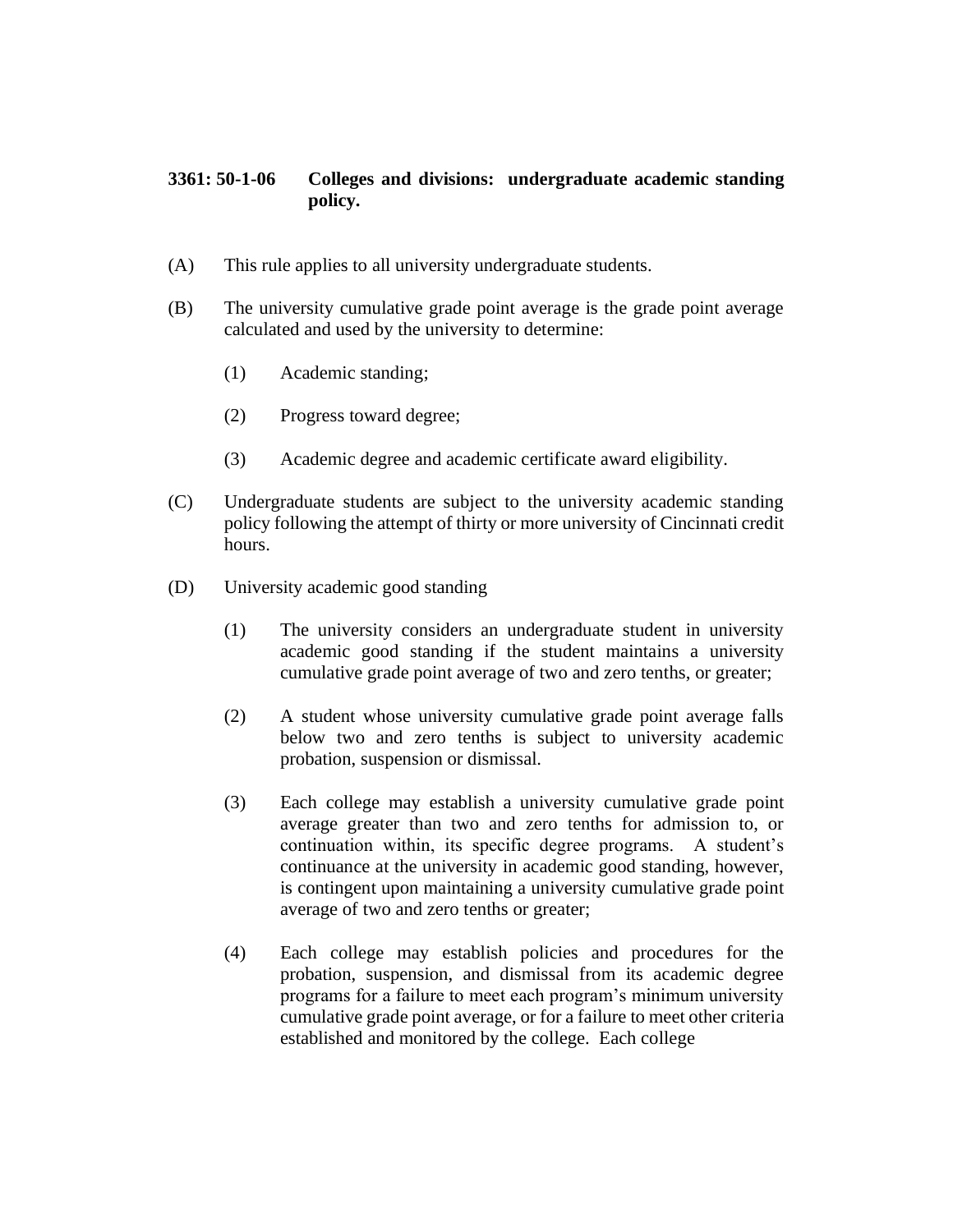**3361: 50-1-06 Colleges and divisions: undergraduate academic standing policy.**

(A) This rule applies to all university undergraduate students.

(B) The university cumulative grade point average is the grade point average calculated and used by the university to determine:

(1) Academic standing;

(2) Progress toward degree;

(3) Academic degree and academic certificate award eligibility.

(C) Undergraduate students are subject to the university academic standing policy following the attempt of thirty or more university of Cincinnati credit hours.

(D) University academic good standing

(1) The university considers an undergraduate student in university academic good standing if the student maintains a university cumulative grade point average of two and zero tenths, or greater;

(2) A student whose university cumulative grade point average falls below two and zero tenths is subject to university academic probation, suspension or dismissal.

(3) Each college may establish a university cumulative grade point average greater than two and zero tenths for admission to, or continuation within, its specific degree programs. A student's continuance at the university in academic good standing, however, is contingent upon maintaining a university cumulative grade point average of two and zero tenths or greater;

(4) Each college may establish policies and procedures for the probation, suspension, and dismissal from its academic degree programs for a failure to meet each program's minimum university cumulative grade point average, or for a failure to meet other criteria established and monitored by the college. Each college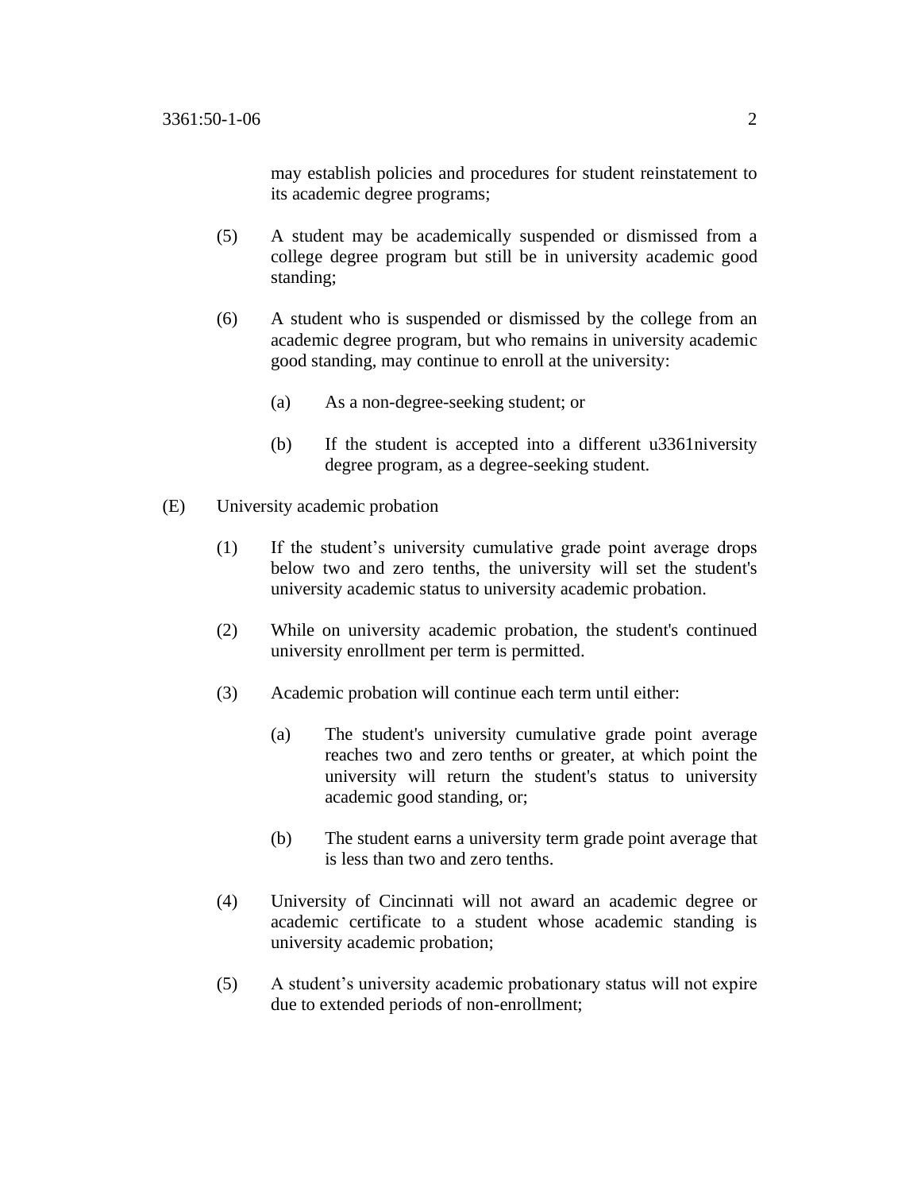may establish policies and procedures for student reinstatement to its academic degree programs;

(5) A student may be academically suspended or dismissed from a college degree program but still be in university academic good standing;

(6) A student who is suspended or dismissed by the college from an academic degree program, but who remains in university academic good standing, may continue to enroll at the university:

(a) As a non-degree-seeking student; or

(b) If the student is accepted into a different u3361niversity degree program, as a degree-seeking student.

(E) University academic probation

(1) If the student's university cumulative grade point average drops below two and zero tenths, the university will set the student's university academic status to university academic probation.

(2) While on university academic probation, the student's continued university enrollment per term is permitted.

(3) Academic probation will continue each term until either:

(a) The student's university cumulative grade point average reaches two and zero tenths or greater, at which point the university will return the student's status to university academic good standing, or;

(b) The student earns a university term grade point average that is less than two and zero tenths.

(4) University of Cincinnati will not award an academic degree or academic certificate to a student whose academic standing is university academic probation;

(5) A student's university academic probationary status will not expire due to extended periods of non-enrollment;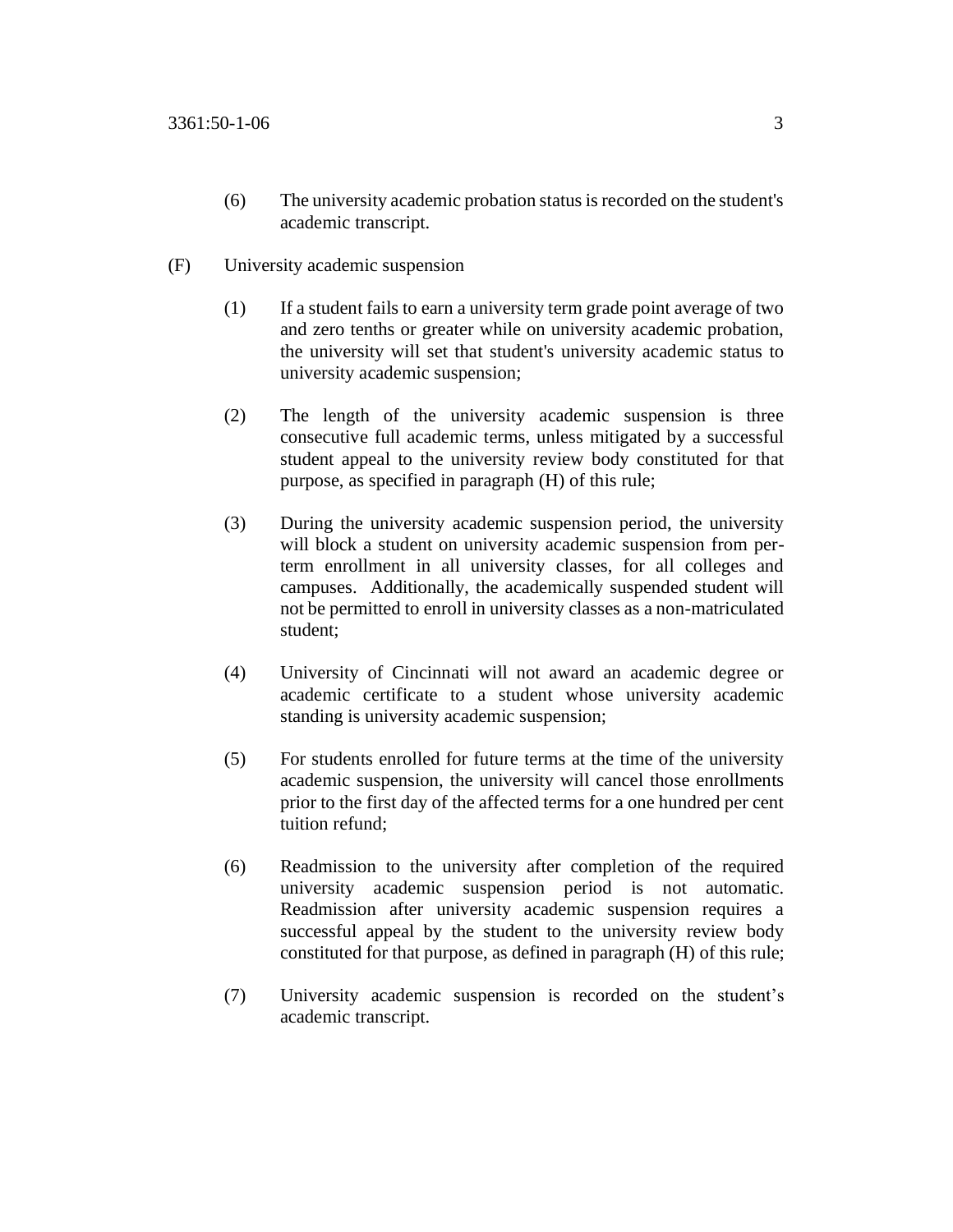(6) The university academic probation status is recorded on the student's academic transcript.

(F) University academic suspension

(1) If a student fails to earn a university term grade point average of two and zero tenths or greater while on university academic probation, the university will set that student's university academic status to university academic suspension;

(2) The length of the university academic suspension is three consecutive full academic terms, unless mitigated by a successful student appeal to the university review body constituted for that purpose, as specified in paragraph (H) of this rule;

(3) During the university academic suspension period, the university will block a student on university academic suspension from per-term enrollment in all university classes, for all colleges and campuses. Additionally, the academically suspended student will not be permitted to enroll in university classes as a non-matriculated student;

(4) University of Cincinnati will not award an academic degree or academic certificate to a student whose university academic standing is university academic suspension;

(5) For students enrolled for future terms at the time of the university academic suspension, the university will cancel those enrollments prior to the first day of the affected terms for a one hundred per cent tuition refund;

(6) Readmission to the university after completion of the required university academic suspension period is not automatic. Readmission after university academic suspension requires a successful appeal by the student to the university review body constituted for that purpose, as defined in paragraph (H) of this rule;

(7) University academic suspension is recorded on the student's academic transcript.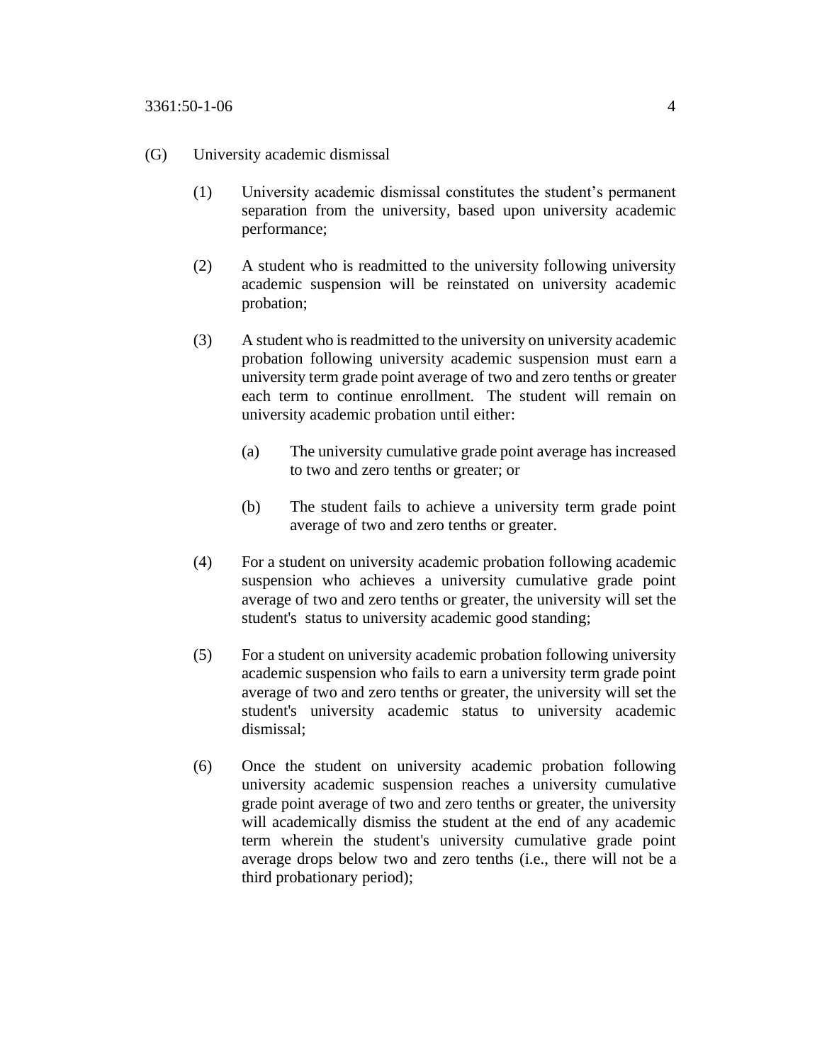(G) University academic dismissal

(1) University academic dismissal constitutes the student's permanent separation from the university, based upon university academic performance;

(2) A student who is readmitted to the university following university academic suspension will be reinstated on university academic probation;

(3) A student who is readmitted to the university on university academic probation following university academic suspension must earn a university term grade point average of two and zero tenths or greater each term to continue enrollment. The student will remain on university academic probation until either:

(a) The university cumulative grade point average has increased to two and zero tenths or greater; or

(b) The student fails to achieve a university term grade point average of two and zero tenths or greater.

(4) For a student on university academic probation following academic suspension who achieves a university cumulative grade point average of two and zero tenths or greater, the university will set the student's status to university academic good standing;

(5) For a student on university academic probation following university academic suspension who fails to earn a university term grade point average of two and zero tenths or greater, the university will set the student's university academic status to university academic dismissal;

(6) Once the student on university academic probation following university academic suspension reaches a university cumulative grade point average of two and zero tenths or greater, the university will academically dismiss the student at the end of any academic term wherein the student's university cumulative grade point average drops below two and zero tenths (i.e., there will not be a third probationary period);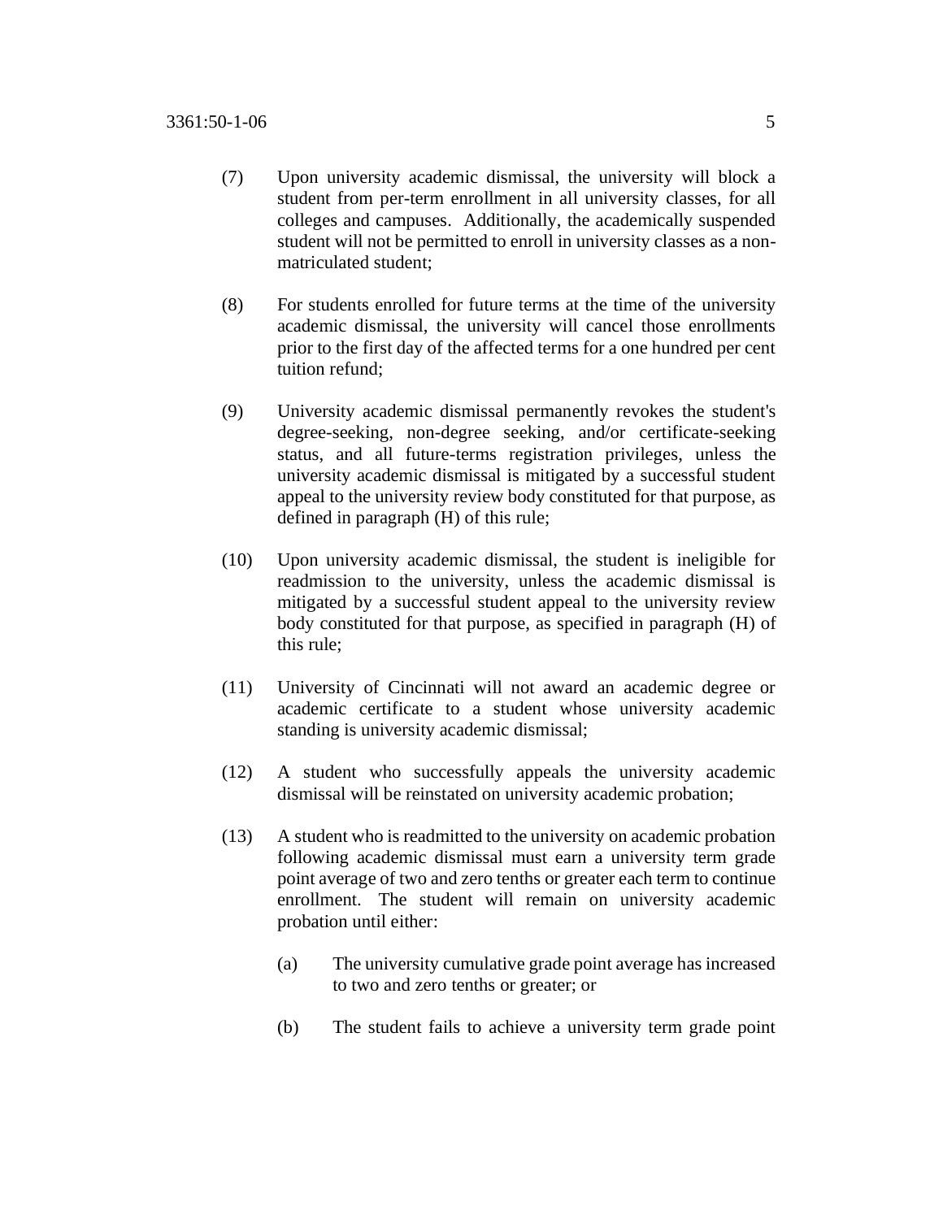(7) Upon university academic dismissal, the university will block a student from per-term enrollment in all university classes, for all colleges and campuses. Additionally, the academically suspended student will not be permitted to enroll in university classes as a non-matriculated student;

(8) For students enrolled for future terms at the time of the university academic dismissal, the university will cancel those enrollments prior to the first day of the affected terms for a one hundred per cent tuition refund;

(9) University academic dismissal permanently revokes the student's degree-seeking, non-degree seeking, and/or certificate-seeking status, and all future-terms registration privileges, unless the university academic dismissal is mitigated by a successful student appeal to the university review body constituted for that purpose, as defined in paragraph (H) of this rule;

(10) Upon university academic dismissal, the student is ineligible for readmission to the university, unless the academic dismissal is mitigated by a successful student appeal to the university review body constituted for that purpose, as specified in paragraph (H) of this rule;

(11) University of Cincinnati will not award an academic degree or academic certificate to a student whose university academic standing is university academic dismissal;

(12) A student who successfully appeals the university academic dismissal will be reinstated on university academic probation;

(13) A student who is readmitted to the university on academic probation following academic dismissal must earn a university term grade point average of two and zero tenths or greater each term to continue enrollment. The student will remain on university academic probation until either:

   (a) The university cumulative grade point average has increased to two and zero tenths or greater; or

   (b) The student fails to achieve a university term grade point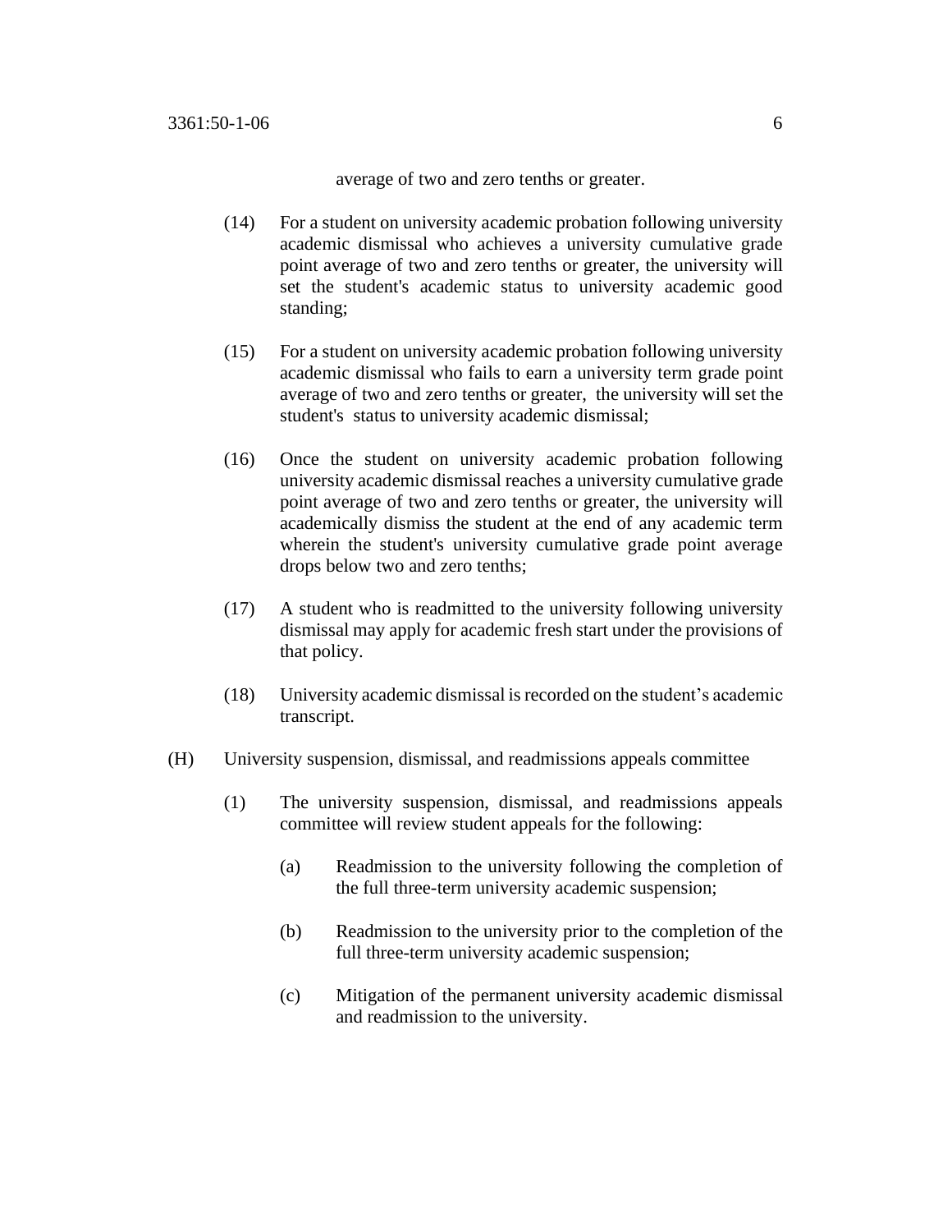average of two and zero tenths or greater.

(14) For a student on university academic probation following university academic dismissal who achieves a university cumulative grade point average of two and zero tenths or greater, the university will set the student's academic status to university academic good standing;

(15) For a student on university academic probation following university academic dismissal who fails to earn a university term grade point average of two and zero tenths or greater, the university will set the student's status to university academic dismissal;

(16) Once the student on university academic probation following university academic dismissal reaches a university cumulative grade point average of two and zero tenths or greater, the university will academically dismiss the student at the end of any academic term wherein the student's university cumulative grade point average drops below two and zero tenths;

(17) A student who is readmitted to the university following university dismissal may apply for academic fresh start under the provisions of that policy.

(18) University academic dismissal is recorded on the student's academic transcript.

(H) University suspension, dismissal, and readmissions appeals committee

(1) The university suspension, dismissal, and readmissions appeals committee will review student appeals for the following:

(a) Readmission to the university following the completion of the full three-term university academic suspension;

(b) Readmission to the university prior to the completion of the full three-term university academic suspension;

(c) Mitigation of the permanent university academic dismissal and readmission to the university.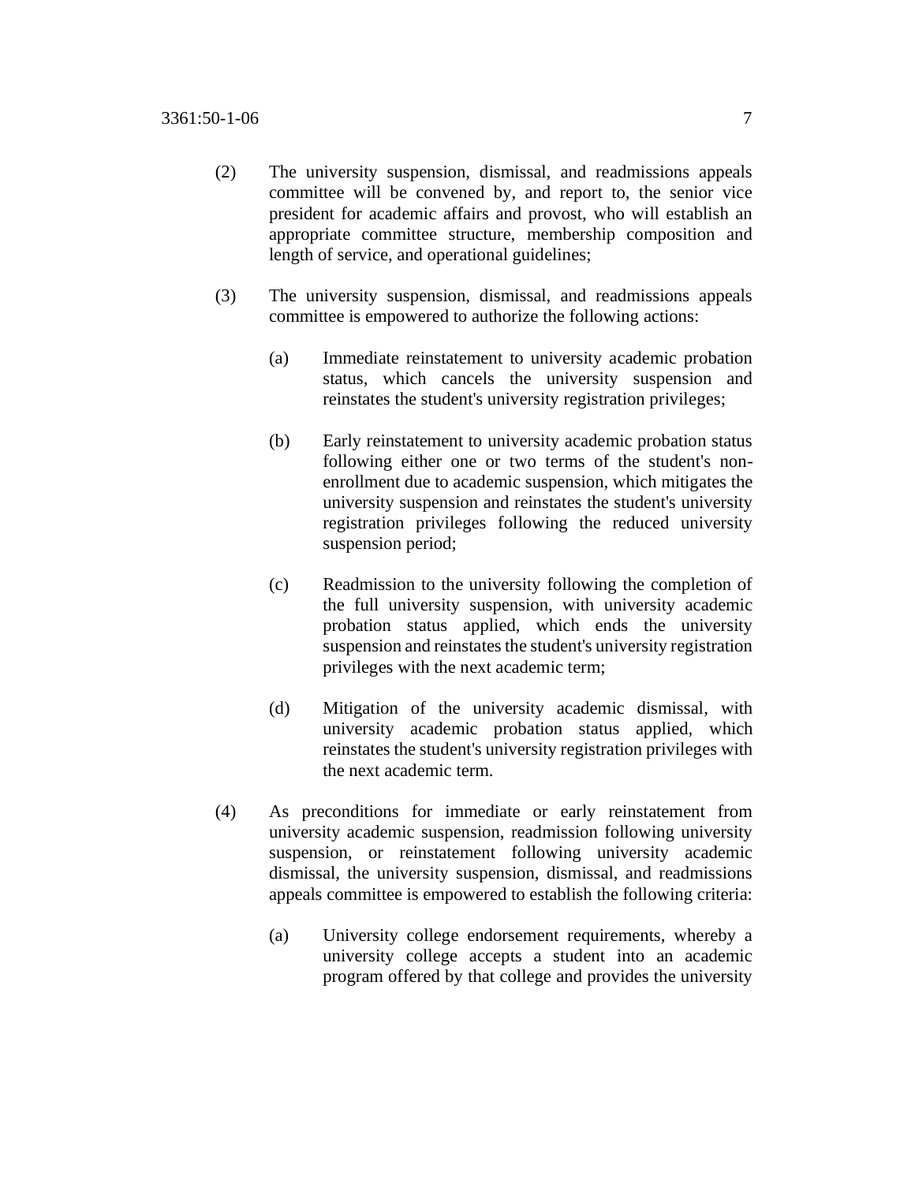(2) The university suspension, dismissal, and readmissions appeals committee will be convened by, and report to, the senior vice president for academic affairs and provost, who will establish an appropriate committee structure, membership composition and length of service, and operational guidelines;

(3) The university suspension, dismissal, and readmissions appeals committee is empowered to authorize the following actions:

   (a) Immediate reinstatement to university academic probation status, which cancels the university suspension and reinstates the student's university registration privileges;

   (b) Early reinstatement to university academic probation status following either one or two terms of the student's non-enrollment due to academic suspension, which mitigates the university suspension and reinstates the student's university registration privileges following the reduced university suspension period;

   (c) Readmission to the university following the completion of the full university suspension, with university academic probation status applied, which ends the university suspension and reinstates the student's university registration privileges with the next academic term;

   (d) Mitigation of the university academic dismissal, with university academic probation status applied, which reinstates the student's university registration privileges with the next academic term.

(4) As preconditions for immediate or early reinstatement from university academic suspension, readmission following university suspension, or reinstatement following university academic dismissal, the university suspension, dismissal, and readmissions appeals committee is empowered to establish the following criteria:

   (a) University college endorsement requirements, whereby a university college accepts a student into an academic program offered by that college and provides the university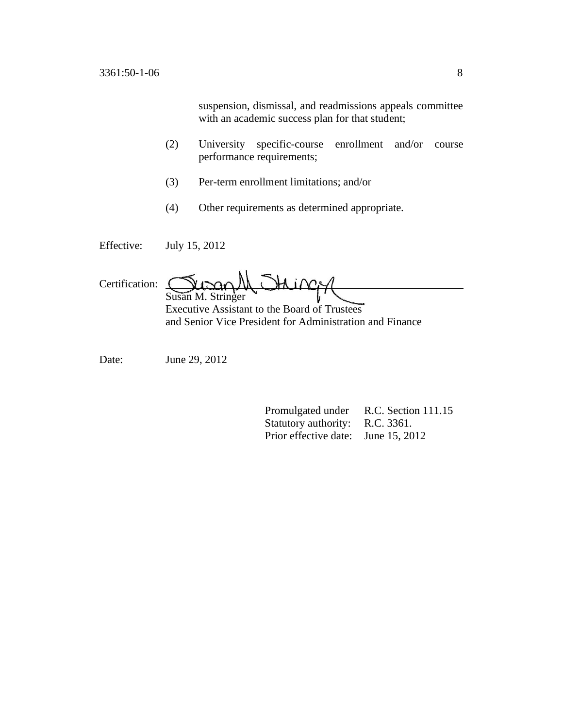suspension, dismissal, and readmissions appeals committee with an academic success plan for that student;

(2) University specific-course enrollment and/or course performance requirements;

(3) Per-term enrollment limitations; and/or

(4) Other requirements as determined appropriate.

Effective: July 15, 2012

Certification: Susan M. Stringer
Executive Assistant to the Board of Trustees
and Senior Vice President for Administration and Finance

Date: June 29, 2012

| | |
|---|---|
| Promulgated under | R.C. Section 111.15 |
| Statutory authority: | R.C. 3361. |
| Prior effective date: | June 15, 2012 |